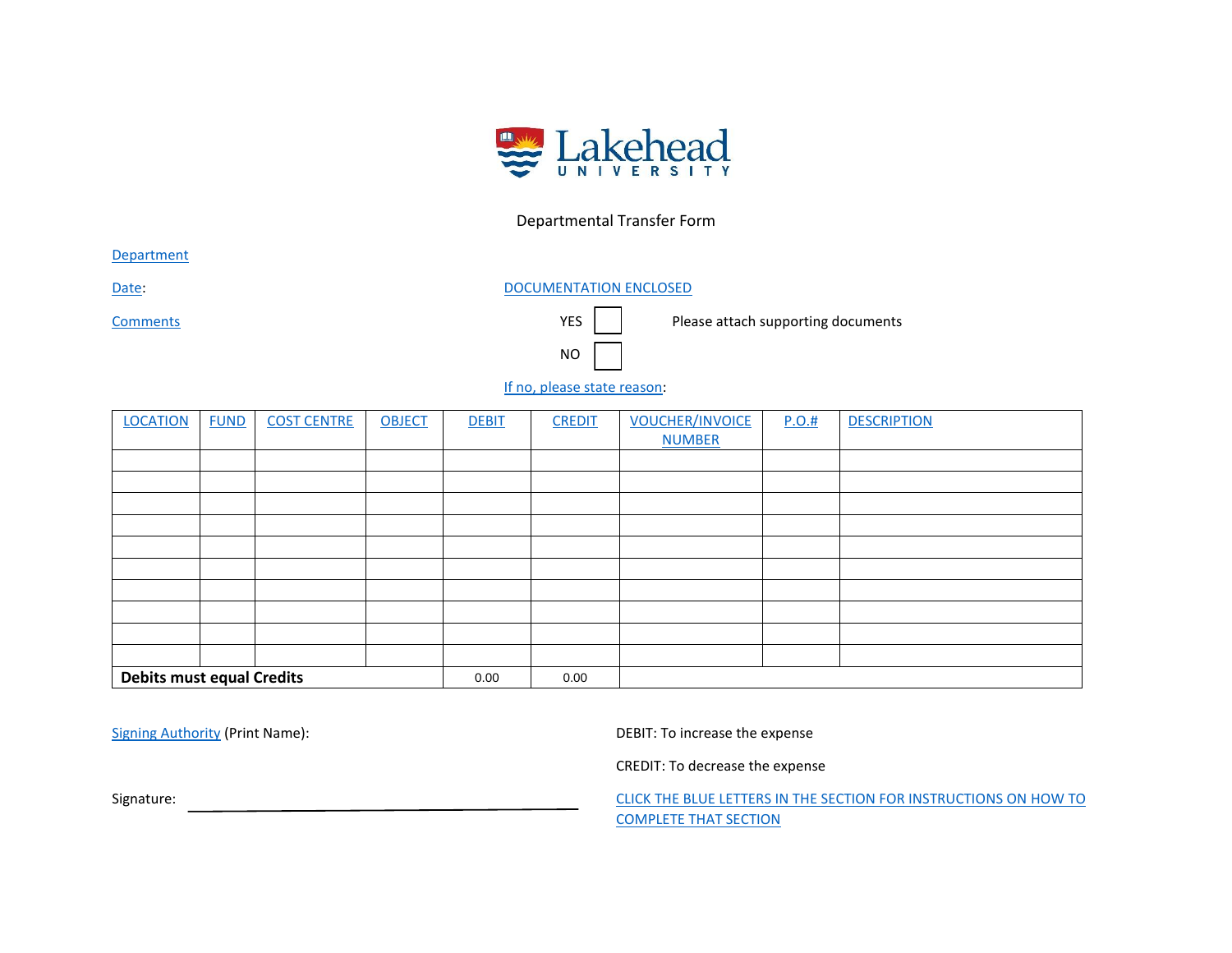Lakehead University

# Departmental Transfer Form

Department

Date:

Comments

DOCUMENTATION ENCLOSED

YES ☐ Please attach supporting documents

NO ☐

If no, please state reason:

| LOCATION | FUND | COST CENTRE | OBJECT | DEBIT | CREDIT | VOUCHER/INVOICE NUMBER | P.O.# | DESCRIPTION |
|---|---|---|---|---|---|---|---|---|
| | | | | | | | | |
| | | | | | | | | |
| | | | | | | | | |
| | | | | | | | | |
| | | | | | | | | |
| | | | | | | | | |
| | | | | | | | | |
| | | | | | | | | |
| | | | | | | | | |
| | | | | | | | | |
| **Debits must equal Credits** | | | | 0.00 | 0.00 | | | |

Signing Authority (Print Name):

Signature: ______________________________

DEBIT: To increase the expense

CREDIT: To decrease the expense

CLICK THE BLUE LETTERS IN THE SECTION FOR INSTRUCTIONS ON HOW TO COMPLETE THAT SECTION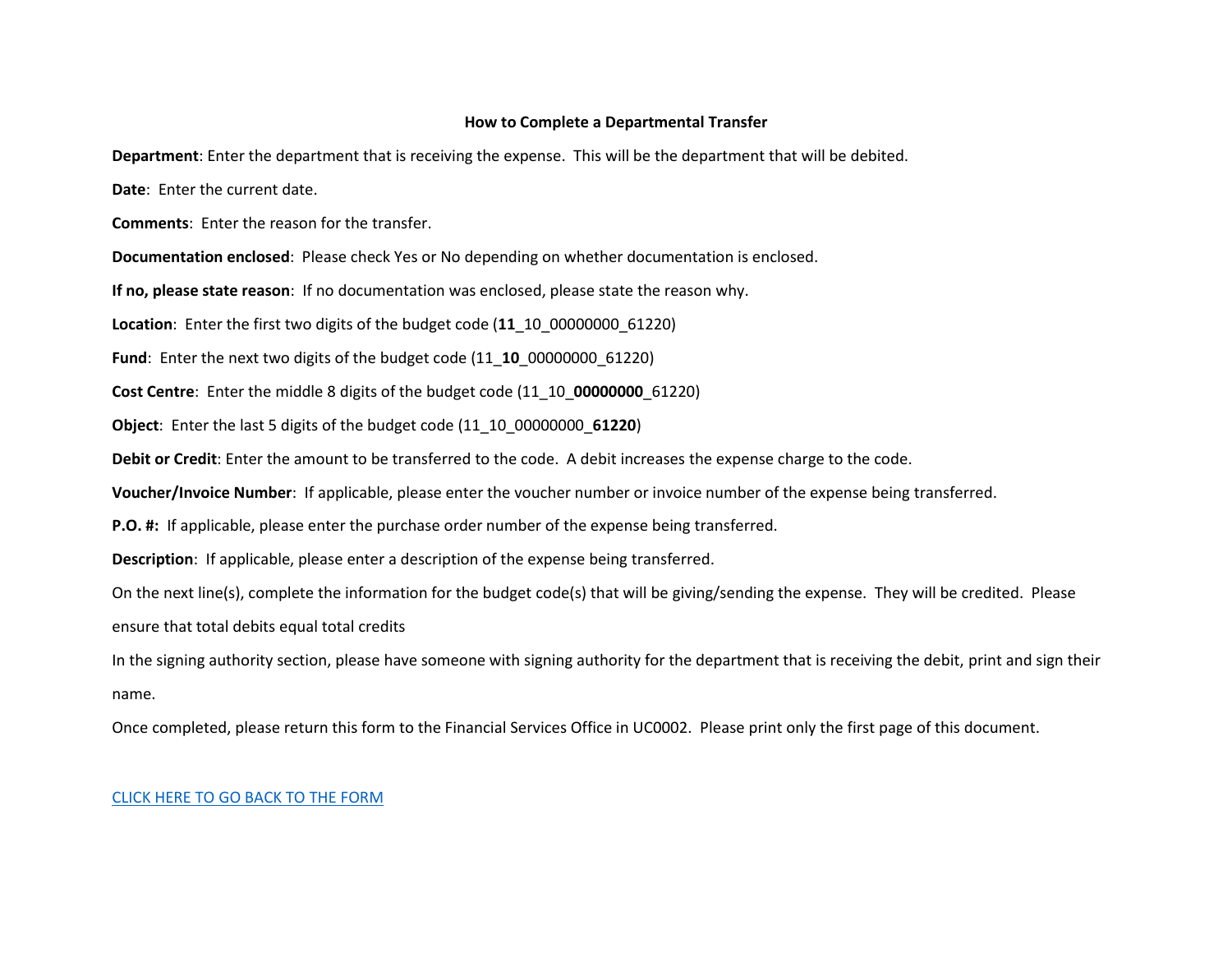## How to Complete a Departmental Transfer

**Department**: Enter the department that is receiving the expense. This will be the department that will be debited.

**Date**: Enter the current date.

**Comments**: Enter the reason for the transfer.

**Documentation enclosed**: Please check Yes or No depending on whether documentation is enclosed.

**If no, please state reason**: If no documentation was enclosed, please state the reason why.

**Location**: Enter the first two digits of the budget code (**11**_10_00000000_61220)

**Fund**: Enter the next two digits of the budget code (11_**10**_00000000_61220)

**Cost Centre**: Enter the middle 8 digits of the budget code (11_10_**00000000**_61220)

**Object**: Enter the last 5 digits of the budget code (11_10_00000000_**61220**)

**Debit or Credit**: Enter the amount to be transferred to the code. A debit increases the expense charge to the code.

**Voucher/Invoice Number**: If applicable, please enter the voucher number or invoice number of the expense being transferred.

**P.O. #:** If applicable, please enter the purchase order number of the expense being transferred.

**Description**: If applicable, please enter a description of the expense being transferred.

On the next line(s), complete the information for the budget code(s) that will be giving/sending the expense. They will be credited. Please ensure that total debits equal total credits

In the signing authority section, please have someone with signing authority for the department that is receiving the debit, print and sign their name.

Once completed, please return this form to the Financial Services Office in UC0002. Please print only the first page of this document.

CLICK HERE TO GO BACK TO THE FORM